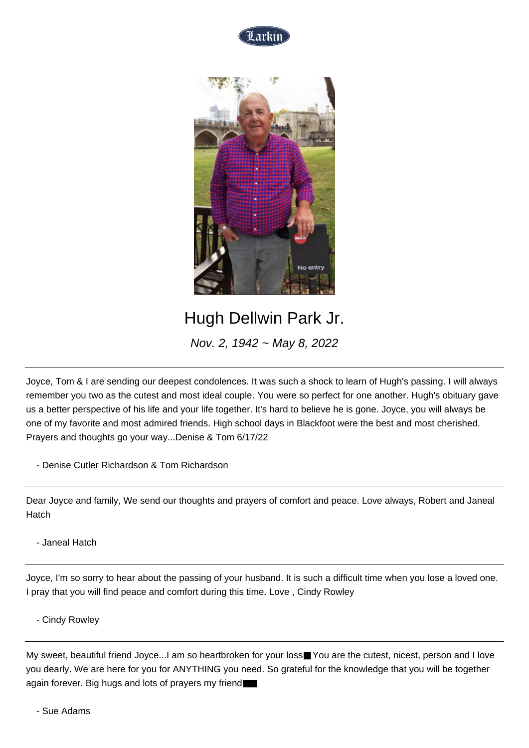# Hugh Dellwin Park Jr.

*Nov. 2, 1942 ~ May 8, 2022*

---

Joyce, Tom & I are sending our deepest condolences. It was such a shock to learn of Hugh's passing. I will always remember you two as the cutest and most ideal couple. You were so perfect for one another. Hugh's obituary gave us a better perspective of his life and your life together. It's hard to believe he is gone. Joyce, you will always be one of my favorite and most admired friends. High school days in Blackfoot were the best and most cherished. Prayers and thoughts go your way...Denise & Tom 6/17/22

- Denise Cutler Richardson & Tom Richardson

---

Dear Joyce and family, We send our thoughts and prayers of comfort and peace. Love always, Robert and Janeal Hatch

- Janeal Hatch

---

Joyce, I'm so sorry to hear about the passing of your husband. It is such a difficult time when you lose a loved one. I pray that you will find peace and comfort during this time. Love , Cindy Rowley

- Cindy Rowley

---

My sweet, beautiful friend Joyce...I am so heartbroken for your loss■ You are the cutest, nicest, person and I love you dearly. We are here for you for ANYTHING you need. So grateful for the knowledge that you will be together again forever. Big hugs and lots of prayers my friend■■

- Sue Adams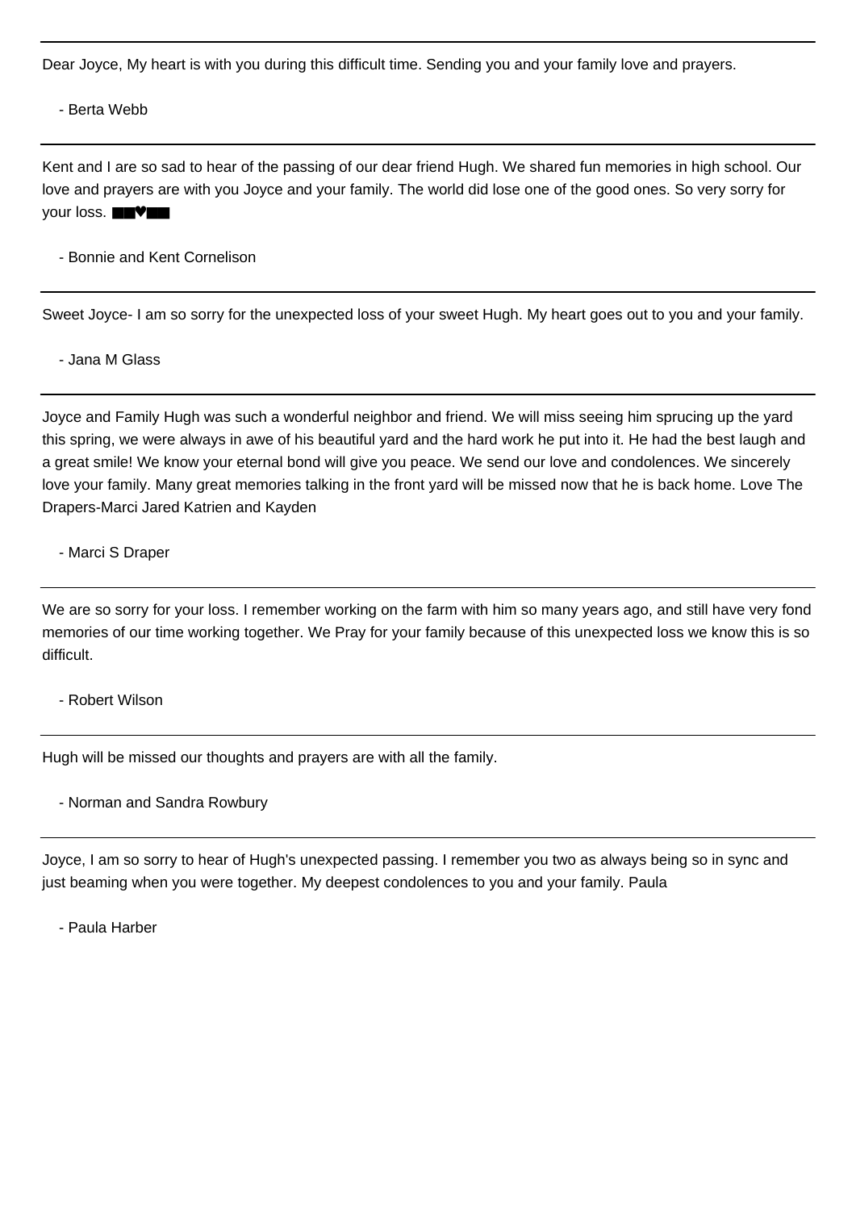Dear Joyce, My heart is with you during this difficult time. Sending you and your family love and prayers.

- Berta Webb

---

Kent and I are so sad to hear of the passing of our dear friend Hugh. We shared fun memories in high school. Our love and prayers are with you Joyce and your family. The world did lose one of the good ones. So very sorry for your loss. ■■♥■■

- Bonnie and Kent Cornelison

---

Sweet Joyce- I am so sorry for the unexpected loss of your sweet Hugh. My heart goes out to you and your family.

- Jana M Glass

---

Joyce and Family Hugh was such a wonderful neighbor and friend. We will miss seeing him sprucing up the yard this spring, we were always in awe of his beautiful yard and the hard work he put into it. He had the best laugh and a great smile! We know your eternal bond will give you peace. We send our love and condolences. We sincerely love your family. Many great memories talking in the front yard will be missed now that he is back home. Love The Drapers-Marci Jared Katrien and Kayden

- Marci S Draper

---

We are so sorry for your loss. I remember working on the farm with him so many years ago, and still have very fond memories of our time working together. We Pray for your family because of this unexpected loss we know this is so difficult.

- Robert Wilson

---

Hugh will be missed our thoughts and prayers are with all the family.

- Norman and Sandra Rowbury

---

Joyce, I am so sorry to hear of Hugh's unexpected passing. I remember you two as always being so in sync and just beaming when you were together. My deepest condolences to you and your family. Paula

- Paula Harber